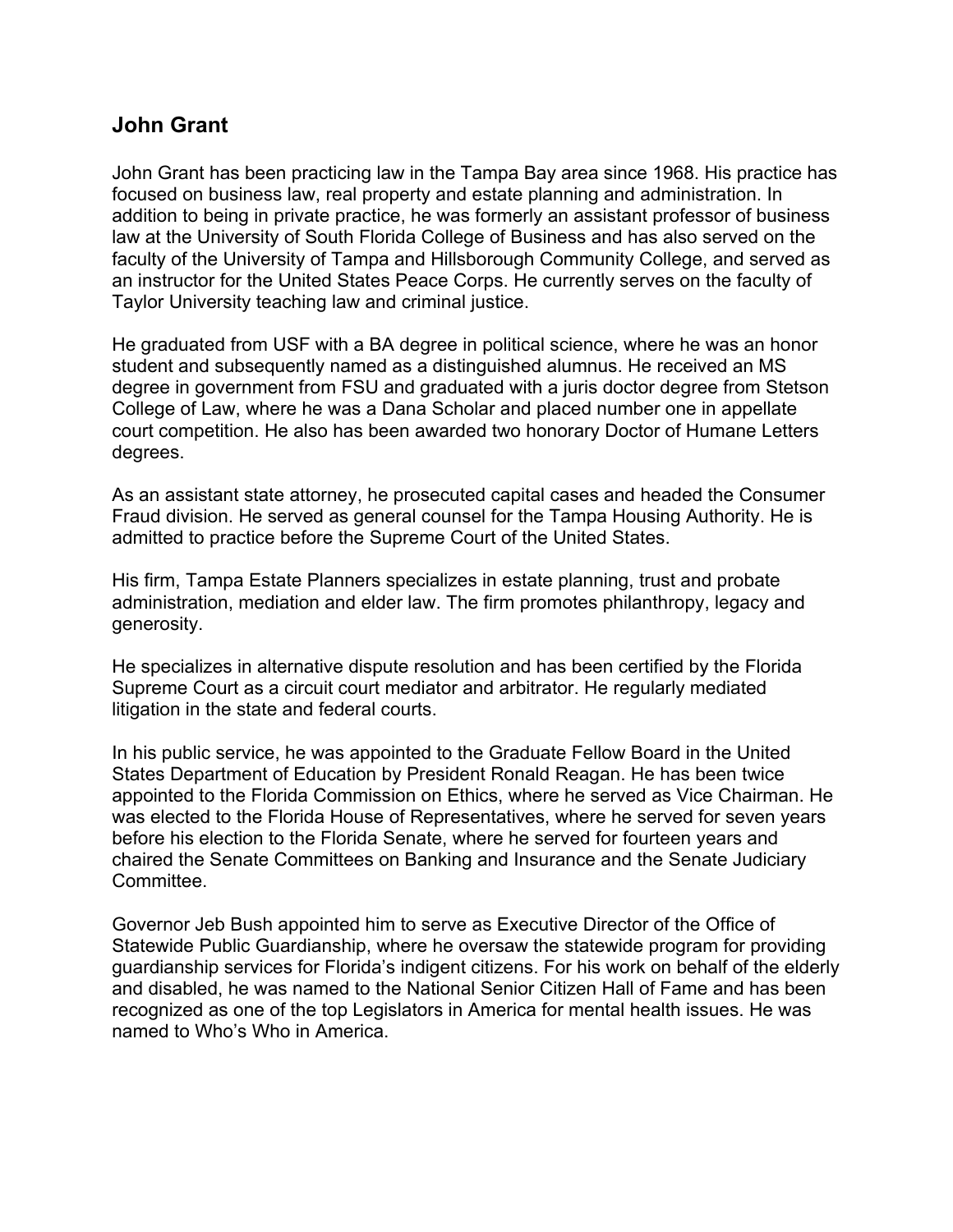## John Grant

John Grant has been practicing law in the Tampa Bay area since 1968. His practice has focused on business law, real property and estate planning and administration. In addition to being in private practice, he was formerly an assistant professor of business law at the University of South Florida College of Business and has also served on the faculty of the University of Tampa and Hillsborough Community College, and served as an instructor for the United States Peace Corps. He currently serves on the faculty of Taylor University teaching law and criminal justice.

He graduated from USF with a BA degree in political science, where he was an honor student and subsequently named as a distinguished alumnus. He received an MS degree in government from FSU and graduated with a juris doctor degree from Stetson College of Law, where he was a Dana Scholar and placed number one in appellate court competition. He also has been awarded two honorary Doctor of Humane Letters degrees.

As an assistant state attorney, he prosecuted capital cases and headed the Consumer Fraud division. He served as general counsel for the Tampa Housing Authority. He is admitted to practice before the Supreme Court of the United States.

His firm, Tampa Estate Planners specializes in estate planning, trust and probate administration, mediation and elder law. The firm promotes philanthropy, legacy and generosity.

He specializes in alternative dispute resolution and has been certified by the Florida Supreme Court as a circuit court mediator and arbitrator. He regularly mediated litigation in the state and federal courts.

In his public service, he was appointed to the Graduate Fellow Board in the United States Department of Education by President Ronald Reagan. He has been twice appointed to the Florida Commission on Ethics, where he served as Vice Chairman. He was elected to the Florida House of Representatives, where he served for seven years before his election to the Florida Senate, where he served for fourteen years and chaired the Senate Committees on Banking and Insurance and the Senate Judiciary Committee.

Governor Jeb Bush appointed him to serve as Executive Director of the Office of Statewide Public Guardianship, where he oversaw the statewide program for providing guardianship services for Florida's indigent citizens. For his work on behalf of the elderly and disabled, he was named to the National Senior Citizen Hall of Fame and has been recognized as one of the top Legislators in America for mental health issues. He was named to Who's Who in America.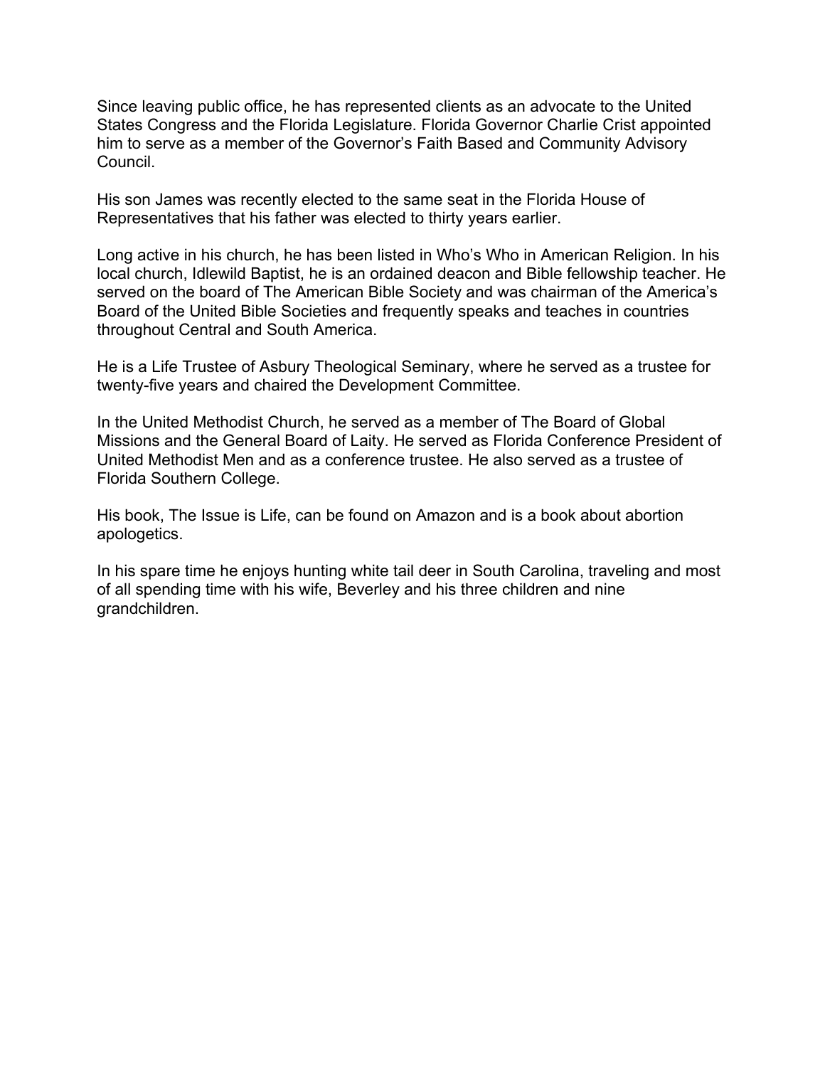Since leaving public office, he has represented clients as an advocate to the United States Congress and the Florida Legislature. Florida Governor Charlie Crist appointed him to serve as a member of the Governor's Faith Based and Community Advisory Council.

His son James was recently elected to the same seat in the Florida House of Representatives that his father was elected to thirty years earlier.

Long active in his church, he has been listed in Who's Who in American Religion. In his local church, Idlewild Baptist, he is an ordained deacon and Bible fellowship teacher. He served on the board of The American Bible Society and was chairman of the America's Board of the United Bible Societies and frequently speaks and teaches in countries throughout Central and South America.

He is a Life Trustee of Asbury Theological Seminary, where he served as a trustee for twenty-five years and chaired the Development Committee.

In the United Methodist Church, he served as a member of The Board of Global Missions and the General Board of Laity. He served as Florida Conference President of United Methodist Men and as a conference trustee. He also served as a trustee of Florida Southern College.

His book, The Issue is Life, can be found on Amazon and is a book about abortion apologetics.

In his spare time he enjoys hunting white tail deer in South Carolina, traveling and most of all spending time with his wife, Beverley and his three children and nine grandchildren.